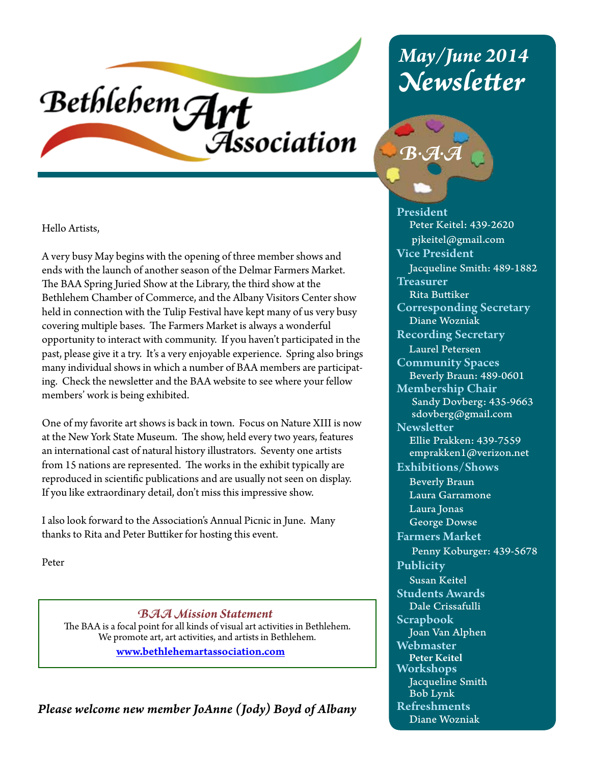# Bethlehem Art Association

## May/June 2014 Newsletter

B·A·A

Hello Artists,

A very busy May begins with the opening of three member shows and ends with the launch of another season of the Delmar Farmers Market. The BAA Spring Juried Show at the Library, the third show at the Bethlehem Chamber of Commerce, and the Albany Visitors Center show held in connection with the Tulip Festival have kept many of us very busy covering multiple bases. The Farmers Market is always a wonderful opportunity to interact with community. If you haven't participated in the past, please give it a try. It's a very enjoyable experience. Spring also brings many individual shows in which a number of BAA members are participating. Check the newsletter and the BAA website to see where your fellow members' work is being exhibited.

One of my favorite art shows is back in town. Focus on Nature XIII is now at the New York State Museum. The show, held every two years, features an international cast of natural history illustrators. Seventy one artists from 15 nations are represented. The works in the exhibit typically are reproduced in scientific publications and are usually not seen on display. If you like extraordinary detail, don't miss this impressive show.

I also look forward to the Association's Annual Picnic in June. Many thanks to Rita and Peter Buttiker for hosting this event.

Peter

> ***BAA Mission Statement***
>
> The BAA is a focal point for all kinds of visual art activities in Bethlehem. We promote art, art activities, and artists in Bethlehem.
>
> **www.bethlehemartassociation.com**

***Please welcome new member JoAnne (Jody) Boyd of Albany***

---

**President**
Peter Keitel: 439-2620
pjkeitel@gmail.com

**Vice President**
Jacqueline Smith: 489-1882

**Treasurer**
Rita Buttiker

**Corresponding Secretary**
Diane Wozniak

**Recording Secretary**
Laurel Petersen

**Community Spaces**
Beverly Braun: 489-0601

**Membership Chair**
Sandy Dovberg: 435-9663
sdovberg@gmail.com

**Newsletter**
Ellie Prakken: 439-7559
emprakken1@verizon.net

**Exhibitions/Shows**
Beverly Braun
Laura Garramone
Laura Jonas
George Dowse

**Farmers Market**
Penny Koburger: 439-5678

**Publicity**
Susan Keitel

**Students Awards**
Dale Crissafulli

**Scrapbook**
Joan Van Alphen

**Webmaster**
Peter Keitel

**Workshops**
Jacqueline Smith
Bob Lynk

**Refreshments**
Diane Wozniak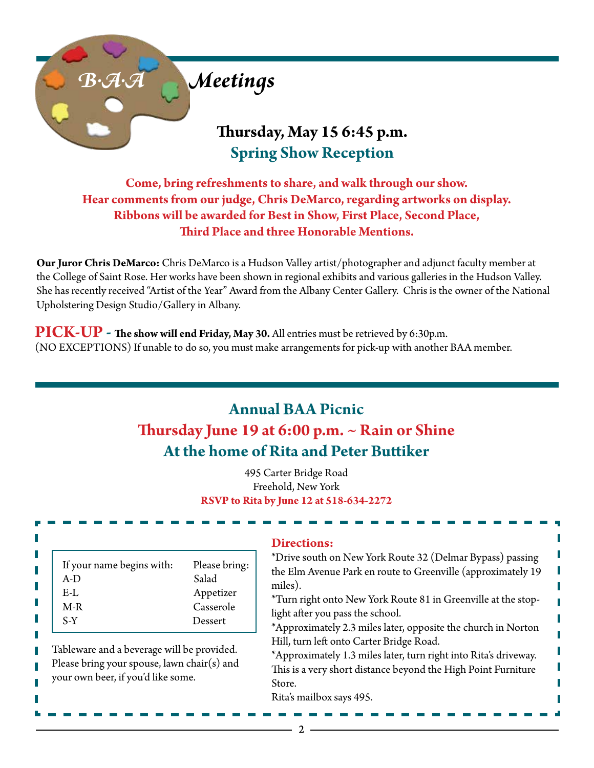# B·A·A Meetings

### Thursday, May 15 6:45 p.m.

### Spring Show Reception

**Come, bring refreshments to share, and walk through our show.**
**Hear comments from our judge, Chris DeMarco, regarding artworks on display.**
**Ribbons will be awarded for Best in Show, First Place, Second Place,**
**Third Place and three Honorable Mentions.**

**Our Juror Chris DeMarco:** Chris DeMarco is a Hudson Valley artist/photographer and adjunct faculty member at the College of Saint Rose. Her works have been shown in regional exhibits and various galleries in the Hudson Valley. She has recently received "Artist of the Year" Award from the Albany Center Gallery. Chris is the owner of the National Upholstering Design Studio/Gallery in Albany.

**PICK-UP** - **The show will end Friday, May 30.** All entries must be retrieved by 6:30p.m. (NO EXCEPTIONS) If unable to do so, you must make arrangements for pick-up with another BAA member.

## Annual BAA Picnic

### Thursday June 19 at 6:00 p.m. ~ Rain or Shine

### At the home of Rita and Peter Buttiker

495 Carter Bridge Road
Freehold, New York
**RSVP to Rita by June 12 at 518-634-2272**

| If your name begins with: | Please bring: |
|---|---|
| A-D | Salad |
| E-L | Appetizer |
| M-R | Casserole |
| S-Y | Dessert |

Tableware and a beverage will be provided. Please bring your spouse, lawn chair(s) and your own beer, if you'd like some.

**Directions:**

*Drive south on New York Route 32 (Delmar Bypass) passing the Elm Avenue Park en route to Greenville (approximately 19 miles).

*Turn right onto New York Route 81 in Greenville at the stoplight after you pass the school.

*Approximately 2.3 miles later, opposite the church in Norton Hill, turn left onto Carter Bridge Road.

*Approximately 1.3 miles later, turn right into Rita's driveway. This is a very short distance beyond the High Point Furniture Store.

Rita's mailbox says 495.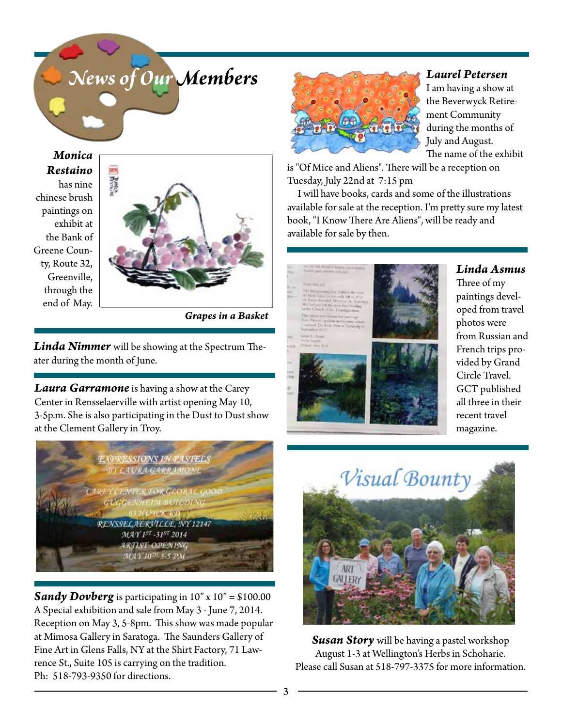# News of Our Members

***Monica Restaino*** has nine chinese brush paintings on exhibit at the Bank of Greene County, Route 32, Greenville, through the end of May.

***Grapes in a Basket***

***Linda Nimmer*** will be showing at the Spectrum Theater during the month of June.

***Laura Garramone*** is having a show at the Carey Center in Rensselaerville with artist opening May 10, 3-5p.m. She is also participating in the Dust to Dust show at the Clement Gallery in Troy.

***Sandy Dovberg*** is participating in 10" x 10" = $100.00 A Special exhibition and sale from May 3 - June 7, 2014. Reception on May 3, 5-8pm. This show was made popular at Mimosa Gallery in Saratoga. The Saunders Gallery of Fine Art in Glens Falls, NY at the Shirt Factory, 71 Lawrence St., Suite 105 is carrying on the tradition. Ph: 518-793-9350 for directions.

***Laurel Petersen***

I am having a show at the Beverwyck Retirement Community during the months of July and August. The name of the exhibit is "Of Mice and Aliens". There will be a reception on Tuesday, July 22nd at 7:15 pm

I will have books, cards and some of the illustrations available for sale at the reception. I'm pretty sure my latest book, "I Know There Are Aliens", will be ready and available for sale by then.

***Linda Asmus***

Three of my paintings developed from travel photos were from Russian and French trips provided by Grand Circle Travel. GCT published all three in their recent travel magazine.

***Susan Story*** will be having a pastel workshop August 1-3 at Wellington's Herbs in Schoharie. Please call Susan at 518-797-3375 for more information.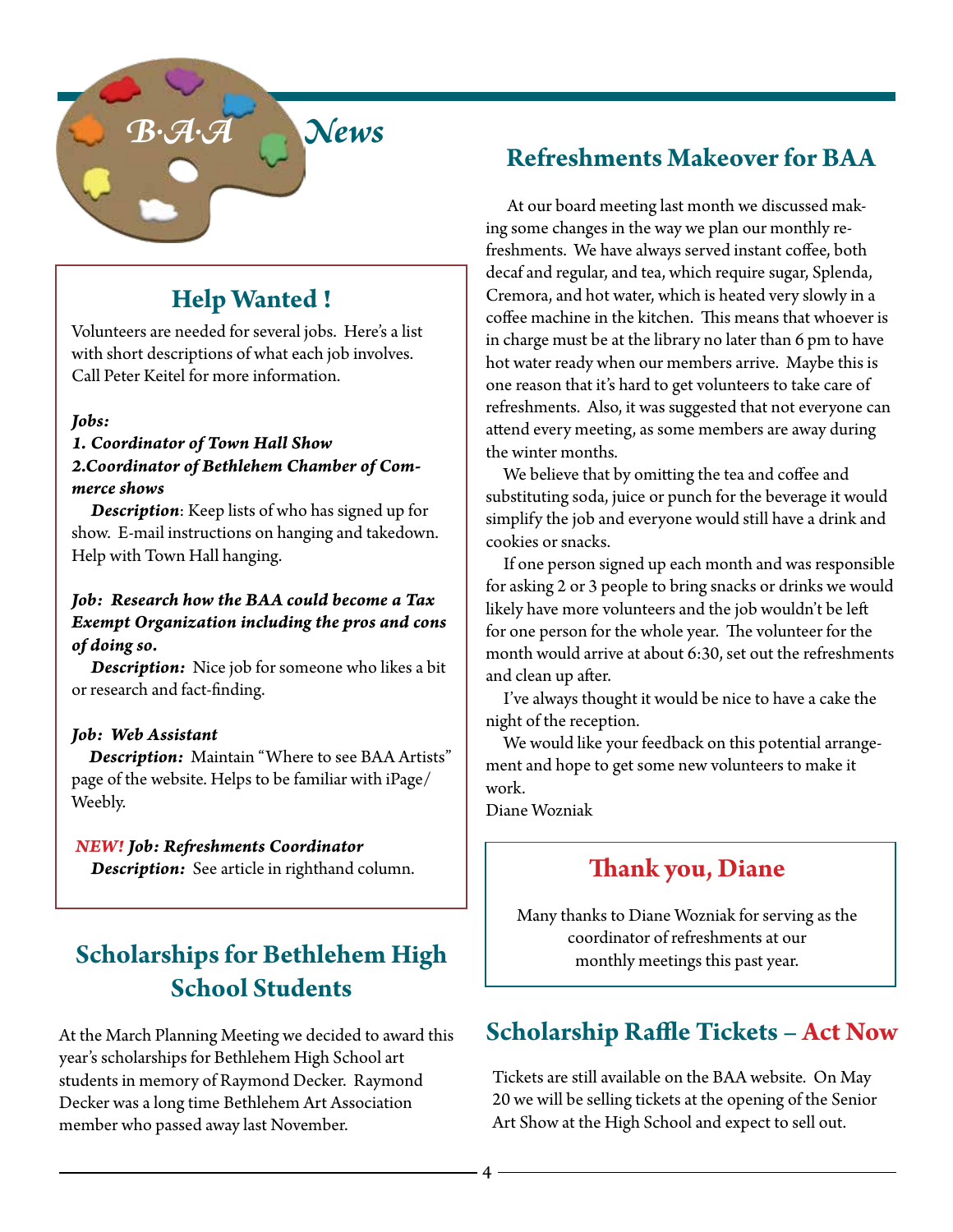# B·A·A News

## Help Wanted !

Volunteers are needed for several jobs. Here's a list with short descriptions of what each job involves. Call Peter Keitel for more information.

***Jobs:***

***1. Coordinator of Town Hall Show***

***2.Coordinator of Bethlehem Chamber of Commerce shows***

***Description***: Keep lists of who has signed up for show. E-mail instructions on hanging and takedown. Help with Town Hall hanging.

***Job: Research how the BAA could become a Tax Exempt Organization including the pros and cons of doing so.***

***Description:*** Nice job for someone who likes a bit or research and fact-finding.

***Job: Web Assistant***

***Description:*** Maintain "Where to see BAA Artists" page of the website. Helps to be familiar with iPage/ Weebly.

***NEW! Job: Refreshments Coordinator***

***Description:*** See article in righthand column.

## Scholarships for Bethlehem High School Students

At the March Planning Meeting we decided to award this year's scholarships for Bethlehem High School art students in memory of Raymond Decker. Raymond Decker was a long time Bethlehem Art Association member who passed away last November.

## Refreshments Makeover for BAA

At our board meeting last month we discussed making some changes in the way we plan our monthly refreshments. We have always served instant coffee, both decaf and regular, and tea, which require sugar, Splenda, Cremora, and hot water, which is heated very slowly in a coffee machine in the kitchen. This means that whoever is in charge must be at the library no later than 6 pm to have hot water ready when our members arrive. Maybe this is one reason that it's hard to get volunteers to take care of refreshments. Also, it was suggested that not everyone can attend every meeting, as some members are away during the winter months.

We believe that by omitting the tea and coffee and substituting soda, juice or punch for the beverage it would simplify the job and everyone would still have a drink and cookies or snacks.

If one person signed up each month and was responsible for asking 2 or 3 people to bring snacks or drinks we would likely have more volunteers and the job wouldn't be left for one person for the whole year. The volunteer for the month would arrive at about 6:30, set out the refreshments and clean up after.

I've always thought it would be nice to have a cake the night of the reception.

We would like your feedback on this potential arrangement and hope to get some new volunteers to make it work.

Diane Wozniak

## Thank you, Diane

Many thanks to Diane Wozniak for serving as the coordinator of refreshments at our monthly meetings this past year.

## Scholarship Raffle Tickets – Act Now

Tickets are still available on the BAA website. On May 20 we will be selling tickets at the opening of the Senior Art Show at the High School and expect to sell out.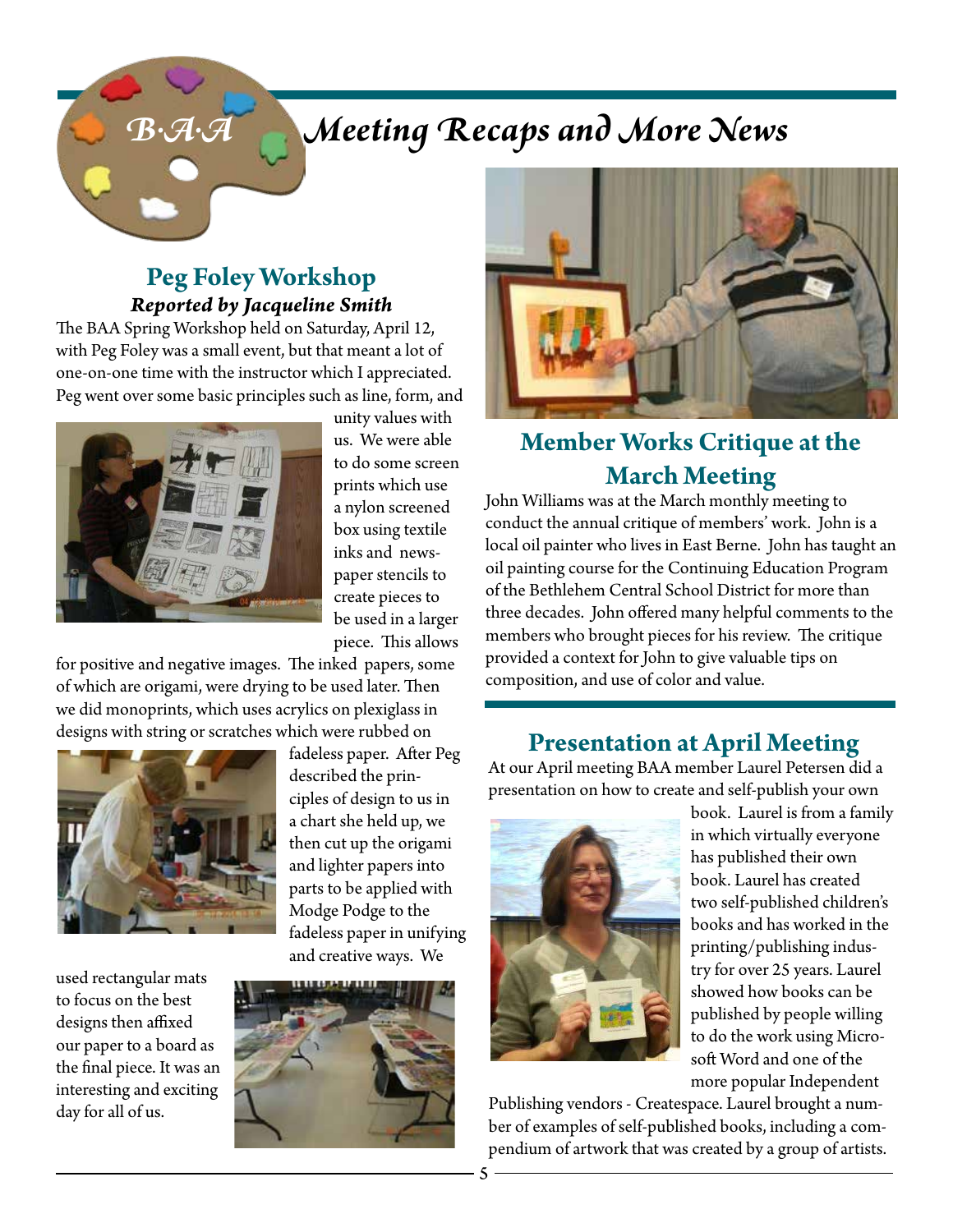# B·A·A Meeting Recaps and More News

## Peg Foley Workshop

***Reported by Jacqueline Smith***

The BAA Spring Workshop held on Saturday, April 12, with Peg Foley was a small event, but that meant a lot of one-on-one time with the instructor which I appreciated. Peg went over some basic principles such as line, form, and unity values with us. We were able to do some screen prints which use a nylon screened box using textile inks and newspaper stencils to create pieces to be used in a larger piece. This allows for positive and negative images. The inked papers, some of which are origami, were drying to be used later. Then we did monoprints, which uses acrylics on plexiglass in designs with string or scratches which were rubbed on fadeless paper. After Peg described the principles of design to us in a chart she held up, we then cut up the origami and lighter papers into parts to be applied with Modge Podge to the fadeless paper in unifying and creative ways. We used rectangular mats to focus on the best designs then affixed our paper to a board as the final piece. It was an interesting and exciting day for all of us.

## Member Works Critique at the March Meeting

John Williams was at the March monthly meeting to conduct the annual critique of members' work. John is a local oil painter who lives in East Berne. John has taught an oil painting course for the Continuing Education Program of the Bethlehem Central School District for more than three decades. John offered many helpful comments to the members who brought pieces for his review. The critique provided a context for John to give valuable tips on composition, and use of color and value.

## Presentation at April Meeting

At our April meeting BAA member Laurel Petersen did a presentation on how to create and self-publish your own book. Laurel is from a family in which virtually everyone has published their own book. Laurel has created two self-published children's books and has worked in the printing/publishing industry for over 25 years. Laurel showed how books can be published by people willing to do the work using Microsoft Word and one of the more popular Independent Publishing vendors - Createspace. Laurel brought a number of examples of self-published books, including a compendium of artwork that was created by a group of artists.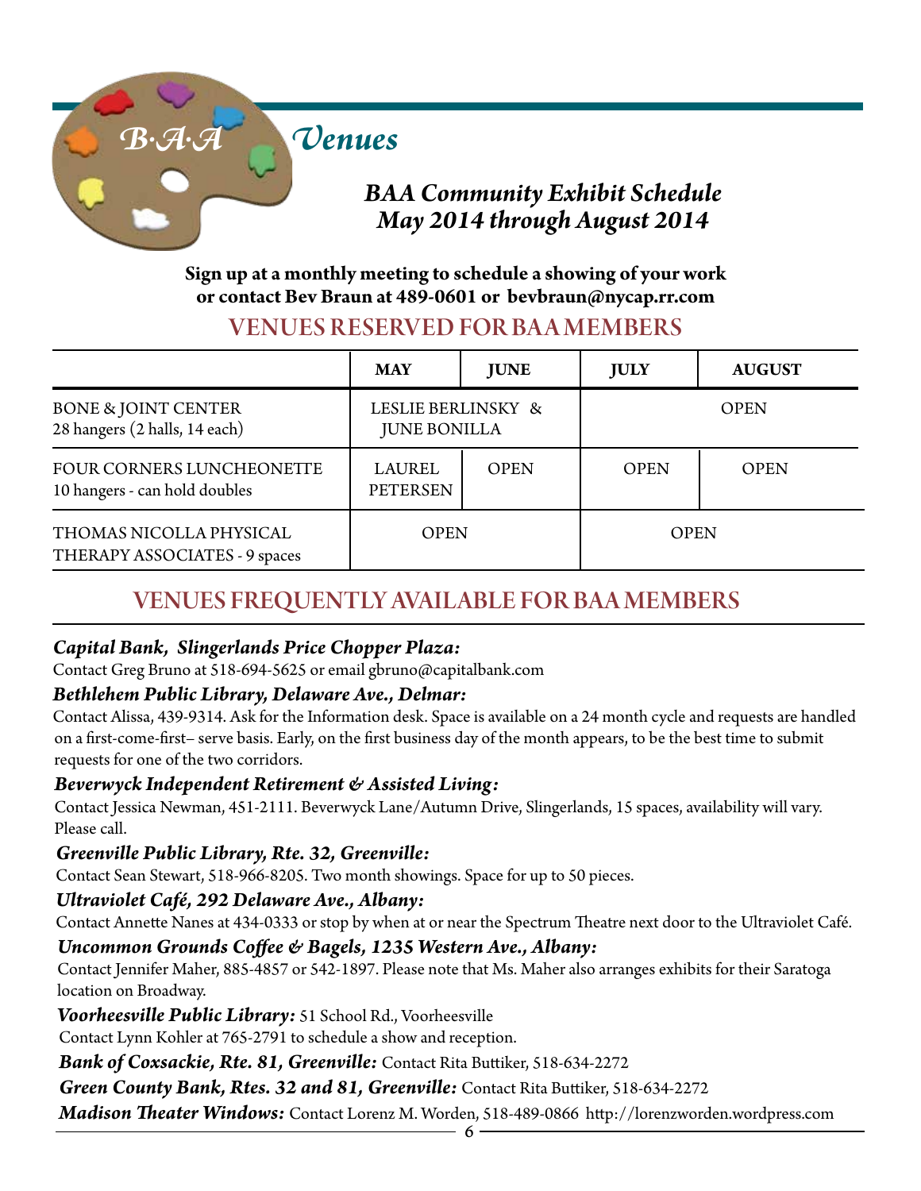# B·A·A Venues

## BAA Community Exhibit Schedule May 2014 through August 2014

**Sign up at a monthly meeting to schedule a showing of your work or contact Bev Braun at 489-0601 or bevbraun@nycap.rr.com**

## VENUES RESERVED FOR BAA MEMBERS

| | MAY | JUNE | JULY | AUGUST |
|---|---|---|---|---|
| BONE & JOINT CENTER 28 hangers (2 halls, 14 each) | LESLIE BERLINSKY & JUNE BONILLA | | OPEN | |
| FOUR CORNERS LUNCHEONETTE 10 hangers - can hold doubles | LAUREL PETERSEN | OPEN | OPEN | OPEN |
| THOMAS NICOLLA PHYSICAL THERAPY ASSOCIATES - 9 spaces | OPEN | | OPEN | |

## VENUES FREQUENTLY AVAILABLE FOR BAA MEMBERS

***Capital Bank, Slingerlands Price Chopper Plaza:***
Contact Greg Bruno at 518-694-5625 or email gbruno@capitalbank.com

***Bethlehem Public Library, Delaware Ave., Delmar:***
Contact Alissa, 439-9314. Ask for the Information desk. Space is available on a 24 month cycle and requests are handled on a first-come-first– serve basis. Early, on the first business day of the month appears, to be the best time to submit requests for one of the two corridors.

***Beverwyck Independent Retirement & Assisted Living:***
Contact Jessica Newman, 451-2111. Beverwyck Lane/Autumn Drive, Slingerlands, 15 spaces, availability will vary. Please call.

***Greenville Public Library, Rte. 32, Greenville:***
Contact Sean Stewart, 518-966-8205. Two month showings. Space for up to 50 pieces.

***Ultraviolet Café, 292 Delaware Ave., Albany:***
Contact Annette Nanes at 434-0333 or stop by when at or near the Spectrum Theatre next door to the Ultraviolet Café.

***Uncommon Grounds Coffee & Bagels, 1235 Western Ave., Albany:***
Contact Jennifer Maher, 885-4857 or 542-1897. Please note that Ms. Maher also arranges exhibits for their Saratoga location on Broadway.

***Voorheesville Public Library:*** 51 School Rd., Voorheesville
Contact Lynn Kohler at 765-2791 to schedule a show and reception.

***Bank of Coxsackie, Rte. 81, Greenville:*** Contact Rita Buttiker, 518-634-2272

***Green County Bank, Rtes. 32 and 81, Greenville:*** Contact Rita Buttiker, 518-634-2272

***Madison Theater Windows:*** Contact Lorenz M. Worden, 518-489-0866 http://lorenzworden.wordpress.com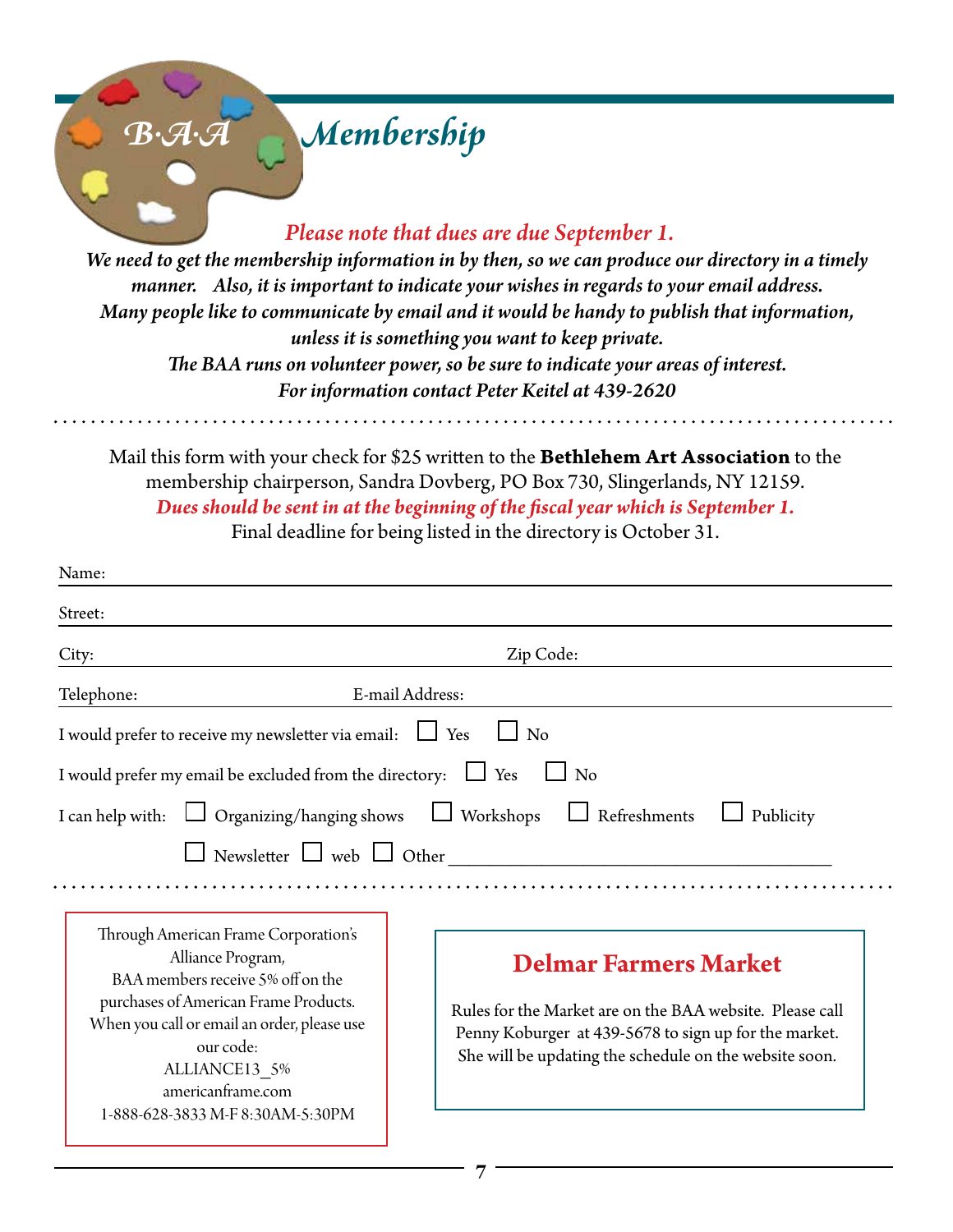# B·A·A Membership

***Please note that dues are due September 1.***

***We need to get the membership information in by then, so we can produce our directory in a timely manner. Also, it is important to indicate your wishes in regards to your email address. Many people like to communicate by email and it would be handy to publish that information, unless it is something you want to keep private.***

***The BAA runs on volunteer power, so be sure to indicate your areas of interest.***

***For information contact Peter Keitel at 439-2620***

---

Mail this form with your check for $25 written to the **Bethlehem Art Association** to the membership chairperson, Sandra Dovberg, PO Box 730, Slingerlands, NY 12159.

***Dues should be sent in at the beginning of the fiscal year which is September 1.***

Final deadline for being listed in the directory is October 31.

Name: ____________________________________________

Street: ____________________________________________

City: ______________________ Zip Code: ______________________

Telephone: ______________________ E-mail Address: ______________________

I would prefer to receive my newsletter via email: ☐ Yes ☐ No

I would prefer my email be excluded from the directory: ☐ Yes ☐ No

I can help with: ☐ Organizing/hanging shows ☐ Workshops ☐ Refreshments ☐ Publicity

☐ Newsletter ☐ web ☐ Other ______________________

---

Through American Frame Corporation's Alliance Program,
BAA members receive 5% off on the purchases of American Frame Products.
When you call or email an order, please use our code:
ALLIANCE13_5%
americanframe.com
1-888-628-3833 M-F 8:30AM-5:30PM

## Delmar Farmers Market

Rules for the Market are on the BAA website. Please call Penny Koburger at 439-5678 to sign up for the market. She will be updating the schedule on the website soon.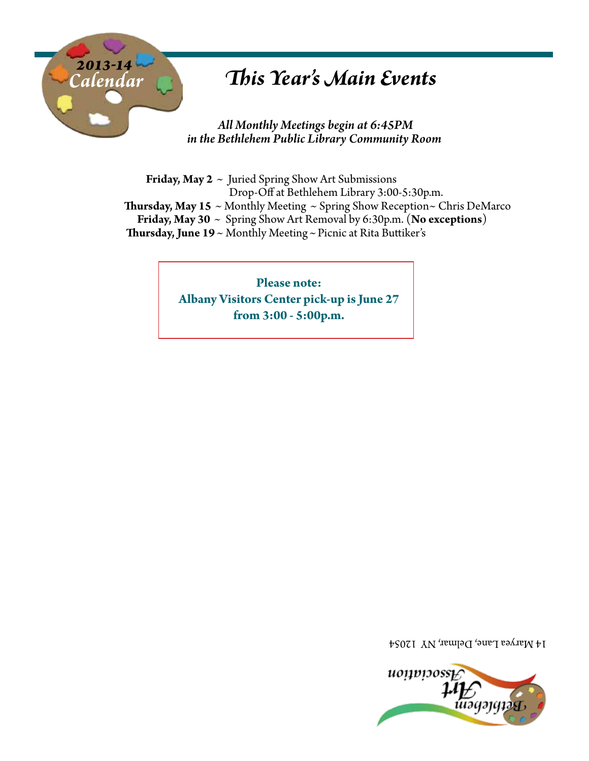**2013-14**
*Calendar*

# *This Year's Main Events*

***All Monthly Meetings begin at 6:45PM***
***in the Bethlehem Public Library Community Room***

**Friday, May 2** ~ Juried Spring Show Art Submissions Drop-Off at Bethlehem Library 3:00-5:30p.m.
**Thursday, May 15** ~ Monthly Meeting ~ Spring Show Reception~ Chris DeMarco
**Friday, May 30** ~ Spring Show Art Removal by 6:30p.m. (**No exceptions**)
**Thursday, June 19** ~ Monthly Meeting ~ Picnic at Rita Buttiker's

**Please note:**
**Albany Visitors Center pick-up is June 27**
**from 3:00 - 5:00p.m.**

14 Maryea Lane, Delmar, NY 12054

Bethlehem Art Association